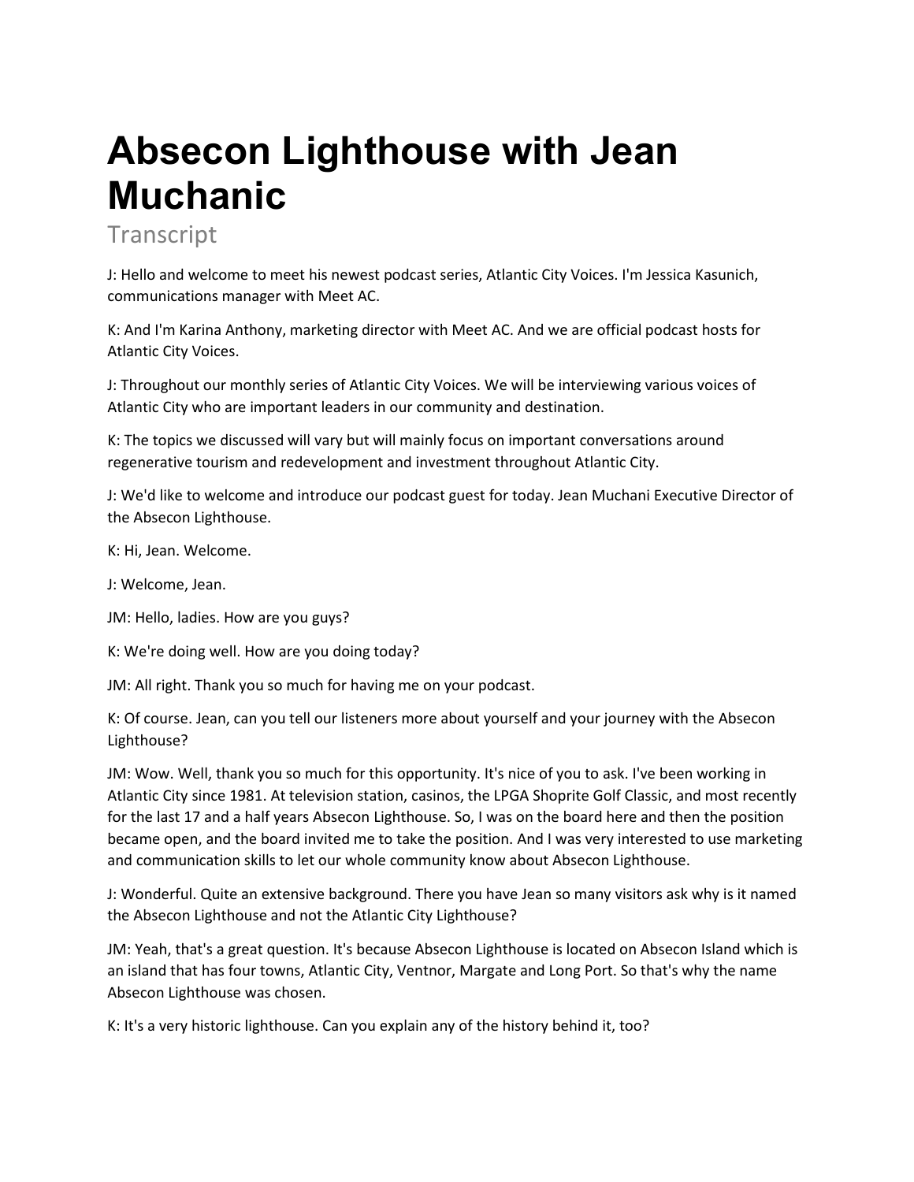# Absecon Lighthouse with Jean Muchanic

Transcript

J: Hello and welcome to meet his newest podcast series, Atlantic City Voices. I'm Jessica Kasunich, communications manager with Meet AC.

K: And I'm Karina Anthony, marketing director with Meet AC. And we are official podcast hosts for Atlantic City Voices.

J: Throughout our monthly series of Atlantic City Voices. We will be interviewing various voices of Atlantic City who are important leaders in our community and destination.

K: The topics we discussed will vary but will mainly focus on important conversations around regenerative tourism and redevelopment and investment throughout Atlantic City.

J: We'd like to welcome and introduce our podcast guest for today. Jean Muchani Executive Director of the Absecon Lighthouse.

K: Hi, Jean. Welcome.

J: Welcome, Jean.

JM: Hello, ladies. How are you guys?

K: We're doing well. How are you doing today?

JM: All right. Thank you so much for having me on your podcast.

K: Of course. Jean, can you tell our listeners more about yourself and your journey with the Absecon Lighthouse?

JM: Wow. Well, thank you so much for this opportunity. It's nice of you to ask. I've been working in Atlantic City since 1981. At television station, casinos, the LPGA Shoprite Golf Classic, and most recently for the last 17 and a half years Absecon Lighthouse. So, I was on the board here and then the position became open, and the board invited me to take the position. And I was very interested to use marketing and communication skills to let our whole community know about Absecon Lighthouse.

J: Wonderful. Quite an extensive background. There you have Jean so many visitors ask why is it named the Absecon Lighthouse and not the Atlantic City Lighthouse?

JM: Yeah, that's a great question. It's because Absecon Lighthouse is located on Absecon Island which is an island that has four towns, Atlantic City, Ventnor, Margate and Long Port. So that's why the name Absecon Lighthouse was chosen.

K: It's a very historic lighthouse. Can you explain any of the history behind it, too?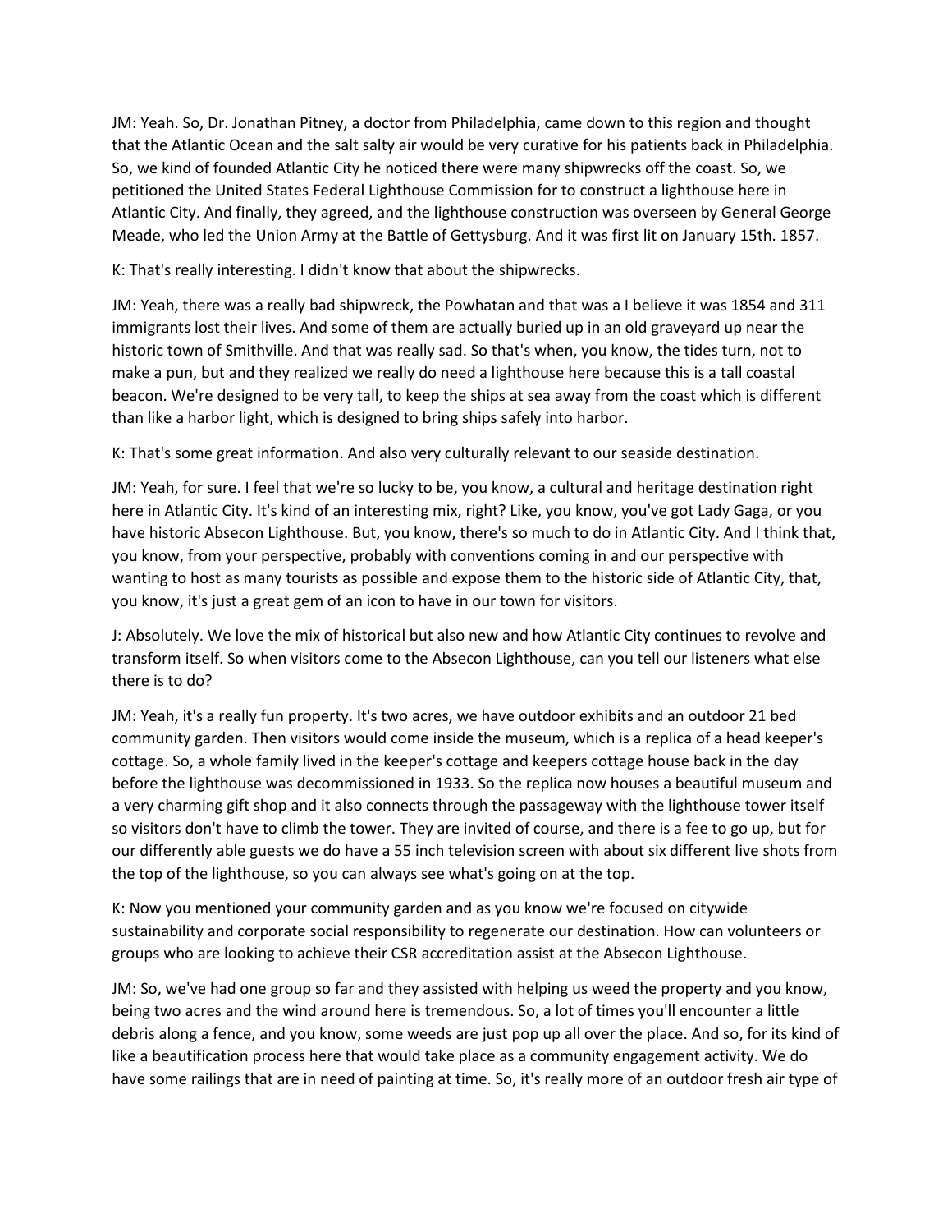JM: Yeah. So, Dr. Jonathan Pitney, a doctor from Philadelphia, came down to this region and thought that the Atlantic Ocean and the salt salty air would be very curative for his patients back in Philadelphia. So, we kind of founded Atlantic City he noticed there were many shipwrecks off the coast. So, we petitioned the United States Federal Lighthouse Commission for to construct a lighthouse here in Atlantic City. And finally, they agreed, and the lighthouse construction was overseen by General George Meade, who led the Union Army at the Battle of Gettysburg. And it was first lit on January 15th. 1857.

K: That's really interesting. I didn't know that about the shipwrecks.

JM: Yeah, there was a really bad shipwreck, the Powhatan and that was a I believe it was 1854 and 311 immigrants lost their lives. And some of them are actually buried up in an old graveyard up near the historic town of Smithville. And that was really sad. So that's when, you know, the tides turn, not to make a pun, but and they realized we really do need a lighthouse here because this is a tall coastal beacon. We're designed to be very tall, to keep the ships at sea away from the coast which is different than like a harbor light, which is designed to bring ships safely into harbor.

K: That's some great information. And also very culturally relevant to our seaside destination.

JM: Yeah, for sure. I feel that we're so lucky to be, you know, a cultural and heritage destination right here in Atlantic City. It's kind of an interesting mix, right? Like, you know, you've got Lady Gaga, or you have historic Absecon Lighthouse. But, you know, there's so much to do in Atlantic City. And I think that, you know, from your perspective, probably with conventions coming in and our perspective with wanting to host as many tourists as possible and expose them to the historic side of Atlantic City, that, you know, it's just a great gem of an icon to have in our town for visitors.

J: Absolutely. We love the mix of historical but also new and how Atlantic City continues to revolve and transform itself. So when visitors come to the Absecon Lighthouse, can you tell our listeners what else there is to do?

JM: Yeah, it's a really fun property. It's two acres, we have outdoor exhibits and an outdoor 21 bed community garden. Then visitors would come inside the museum, which is a replica of a head keeper's cottage. So, a whole family lived in the keeper's cottage and keepers cottage house back in the day before the lighthouse was decommissioned in 1933. So the replica now houses a beautiful museum and a very charming gift shop and it also connects through the passageway with the lighthouse tower itself so visitors don't have to climb the tower. They are invited of course, and there is a fee to go up, but for our differently able guests we do have a 55 inch television screen with about six different live shots from the top of the lighthouse, so you can always see what's going on at the top.

K: Now you mentioned your community garden and as you know we're focused on citywide sustainability and corporate social responsibility to regenerate our destination. How can volunteers or groups who are looking to achieve their CSR accreditation assist at the Absecon Lighthouse.

JM: So, we've had one group so far and they assisted with helping us weed the property and you know, being two acres and the wind around here is tremendous. So, a lot of times you'll encounter a little debris along a fence, and you know, some weeds are just pop up all over the place. And so, for its kind of like a beautification process here that would take place as a community engagement activity. We do have some railings that are in need of painting at time. So, it's really more of an outdoor fresh air type of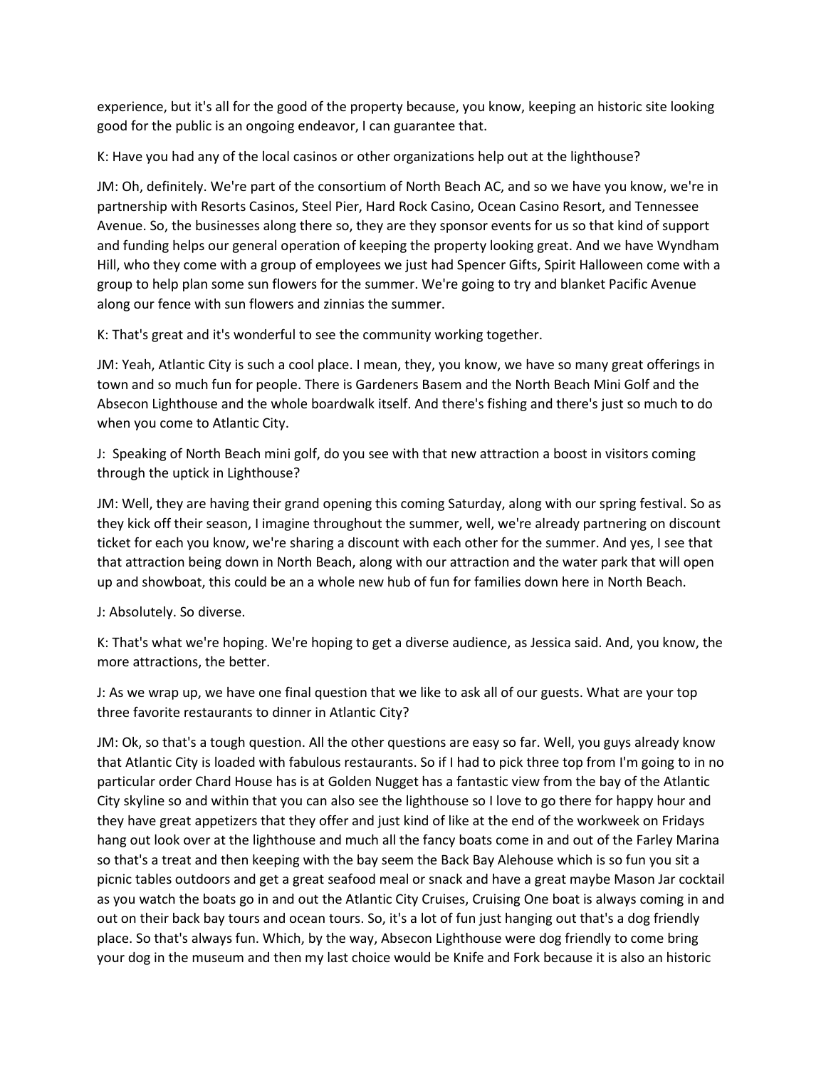experience, but it's all for the good of the property because, you know, keeping an historic site looking good for the public is an ongoing endeavor, I can guarantee that.

K: Have you had any of the local casinos or other organizations help out at the lighthouse?

JM: Oh, definitely. We're part of the consortium of North Beach AC, and so we have you know, we're in partnership with Resorts Casinos, Steel Pier, Hard Rock Casino, Ocean Casino Resort, and Tennessee Avenue. So, the businesses along there so, they are they sponsor events for us so that kind of support and funding helps our general operation of keeping the property looking great. And we have Wyndham Hill, who they come with a group of employees we just had Spencer Gifts, Spirit Halloween come with a group to help plan some sun flowers for the summer. We're going to try and blanket Pacific Avenue along our fence with sun flowers and zinnias the summer.

K: That's great and it's wonderful to see the community working together.

JM: Yeah, Atlantic City is such a cool place. I mean, they, you know, we have so many great offerings in town and so much fun for people. There is Gardeners Basem and the North Beach Mini Golf and the Absecon Lighthouse and the whole boardwalk itself. And there's fishing and there's just so much to do when you come to Atlantic City.

J: Speaking of North Beach mini golf, do you see with that new attraction a boost in visitors coming through the uptick in Lighthouse?

JM: Well, they are having their grand opening this coming Saturday, along with our spring festival. So as they kick off their season, I imagine throughout the summer, well, we're already partnering on discount ticket for each you know, we're sharing a discount with each other for the summer. And yes, I see that that attraction being down in North Beach, along with our attraction and the water park that will open up and showboat, this could be an a whole new hub of fun for families down here in North Beach.

J: Absolutely. So diverse.

K: That's what we're hoping. We're hoping to get a diverse audience, as Jessica said. And, you know, the more attractions, the better.

J: As we wrap up, we have one final question that we like to ask all of our guests. What are your top three favorite restaurants to dinner in Atlantic City?

JM: Ok, so that's a tough question. All the other questions are easy so far. Well, you guys already know that Atlantic City is loaded with fabulous restaurants. So if I had to pick three top from I'm going to in no particular order Chard House has is at Golden Nugget has a fantastic view from the bay of the Atlantic City skyline so and within that you can also see the lighthouse so I love to go there for happy hour and they have great appetizers that they offer and just kind of like at the end of the workweek on Fridays hang out look over at the lighthouse and much all the fancy boats come in and out of the Farley Marina so that's a treat and then keeping with the bay seem the Back Bay Alehouse which is so fun you sit a picnic tables outdoors and get a great seafood meal or snack and have a great maybe Mason Jar cocktail as you watch the boats go in and out the Atlantic City Cruises, Cruising One boat is always coming in and out on their back bay tours and ocean tours. So, it's a lot of fun just hanging out that's a dog friendly place. So that's always fun. Which, by the way, Absecon Lighthouse were dog friendly to come bring your dog in the museum and then my last choice would be Knife and Fork because it is also an historic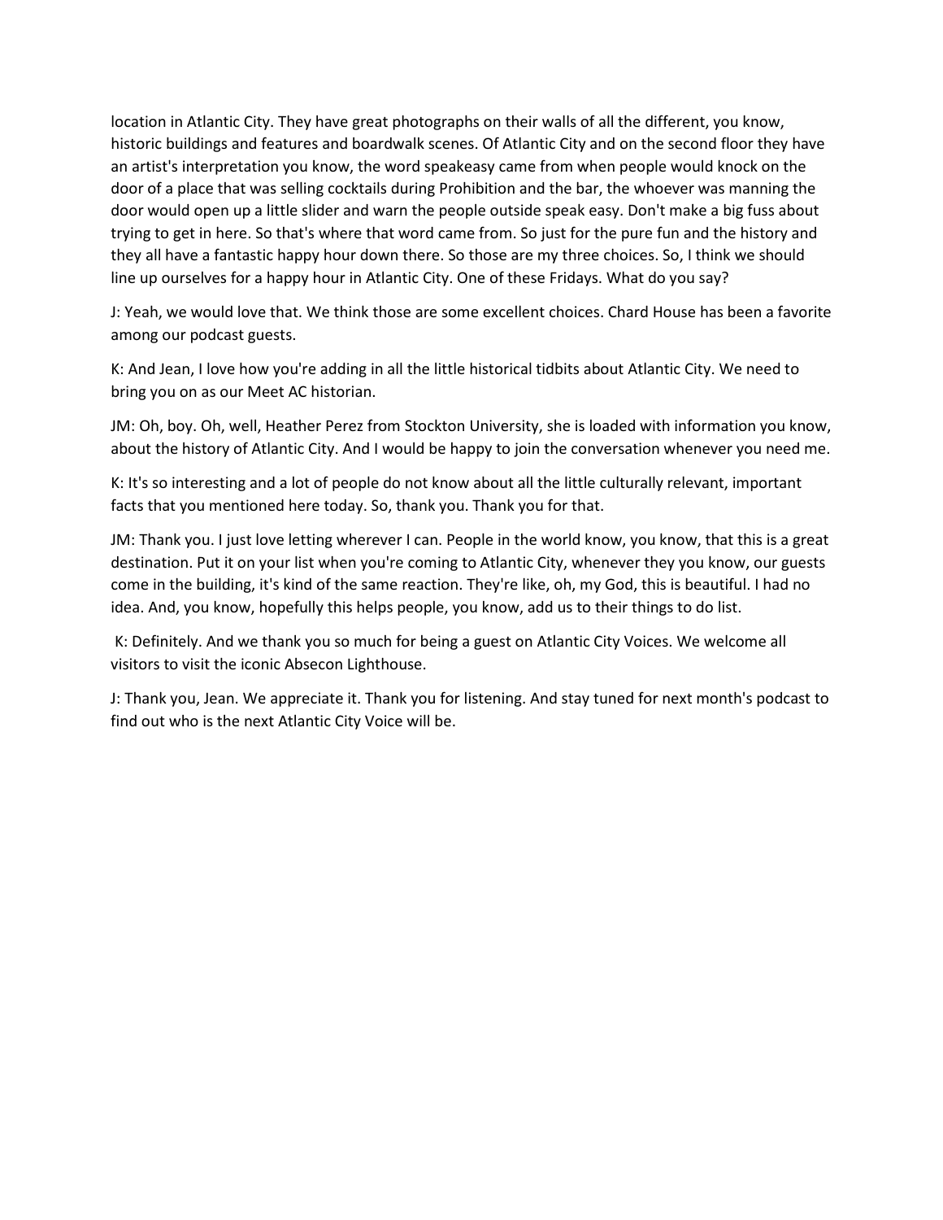location in Atlantic City. They have great photographs on their walls of all the different, you know, historic buildings and features and boardwalk scenes. Of Atlantic City and on the second floor they have an artist's interpretation you know, the word speakeasy came from when people would knock on the door of a place that was selling cocktails during Prohibition and the bar, the whoever was manning the door would open up a little slider and warn the people outside speak easy. Don't make a big fuss about trying to get in here. So that's where that word came from. So just for the pure fun and the history and they all have a fantastic happy hour down there. So those are my three choices. So, I think we should line up ourselves for a happy hour in Atlantic City. One of these Fridays. What do you say?

J: Yeah, we would love that. We think those are some excellent choices. Chard House has been a favorite among our podcast guests.

K: And Jean, I love how you're adding in all the little historical tidbits about Atlantic City. We need to bring you on as our Meet AC historian.

JM: Oh, boy. Oh, well, Heather Perez from Stockton University, she is loaded with information you know, about the history of Atlantic City. And I would be happy to join the conversation whenever you need me.

K: It's so interesting and a lot of people do not know about all the little culturally relevant, important facts that you mentioned here today. So, thank you. Thank you for that.

JM: Thank you. I just love letting wherever I can. People in the world know, you know, that this is a great destination. Put it on your list when you're coming to Atlantic City, whenever they you know, our guests come in the building, it's kind of the same reaction. They're like, oh, my God, this is beautiful. I had no idea. And, you know, hopefully this helps people, you know, add us to their things to do list.

K: Definitely. And we thank you so much for being a guest on Atlantic City Voices. We welcome all visitors to visit the iconic Absecon Lighthouse.

J: Thank you, Jean. We appreciate it. Thank you for listening. And stay tuned for next month's podcast to find out who is the next Atlantic City Voice will be.